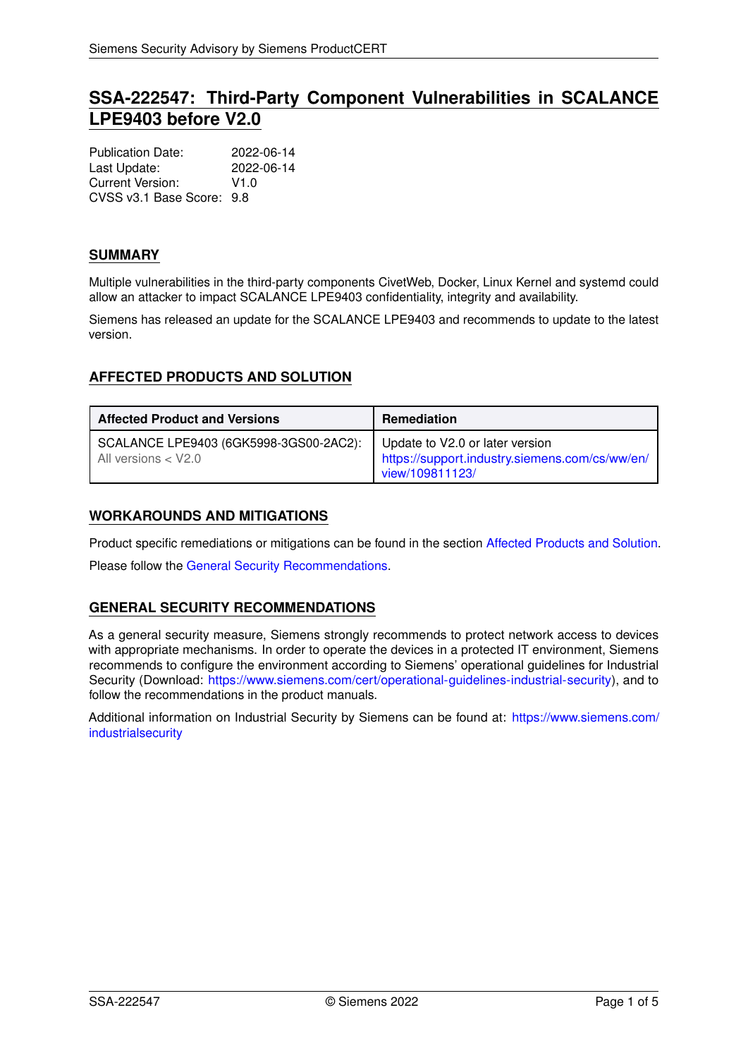# SSA-222547: Third-Party Component Vulnerabilities in SCALANCE LPE9403 before V2.0

Publication Date: 2022-06-14
Last Update: 2022-06-14
Current Version: V1.0
CVSS v3.1 Base Score: 9.8

## SUMMARY

Multiple vulnerabilities in the third-party components CivetWeb, Docker, Linux Kernel and systemd could allow an attacker to impact SCALANCE LPE9403 confidentiality, integrity and availability.

Siemens has released an update for the SCALANCE LPE9403 and recommends to update to the latest version.

## AFFECTED PRODUCTS AND SOLUTION

| Affected Product and Versions | Remediation |
|---|---|
| SCALANCE LPE9403 (6GK5998-3GS00-2AC2): All versions < V2.0 | Update to V2.0 or later version https://support.industry.siemens.com/cs/ww/en/view/109811123/ |

## WORKAROUNDS AND MITIGATIONS

Product specific remediations or mitigations can be found in the section Affected Products and Solution.

Please follow the General Security Recommendations.

## GENERAL SECURITY RECOMMENDATIONS

As a general security measure, Siemens strongly recommends to protect network access to devices with appropriate mechanisms. In order to operate the devices in a protected IT environment, Siemens recommends to configure the environment according to Siemens' operational guidelines for Industrial Security (Download: https://www.siemens.com/cert/operational-guidelines-industrial-security), and to follow the recommendations in the product manuals.

Additional information on Industrial Security by Siemens can be found at: https://www.siemens.com/industrialsecurity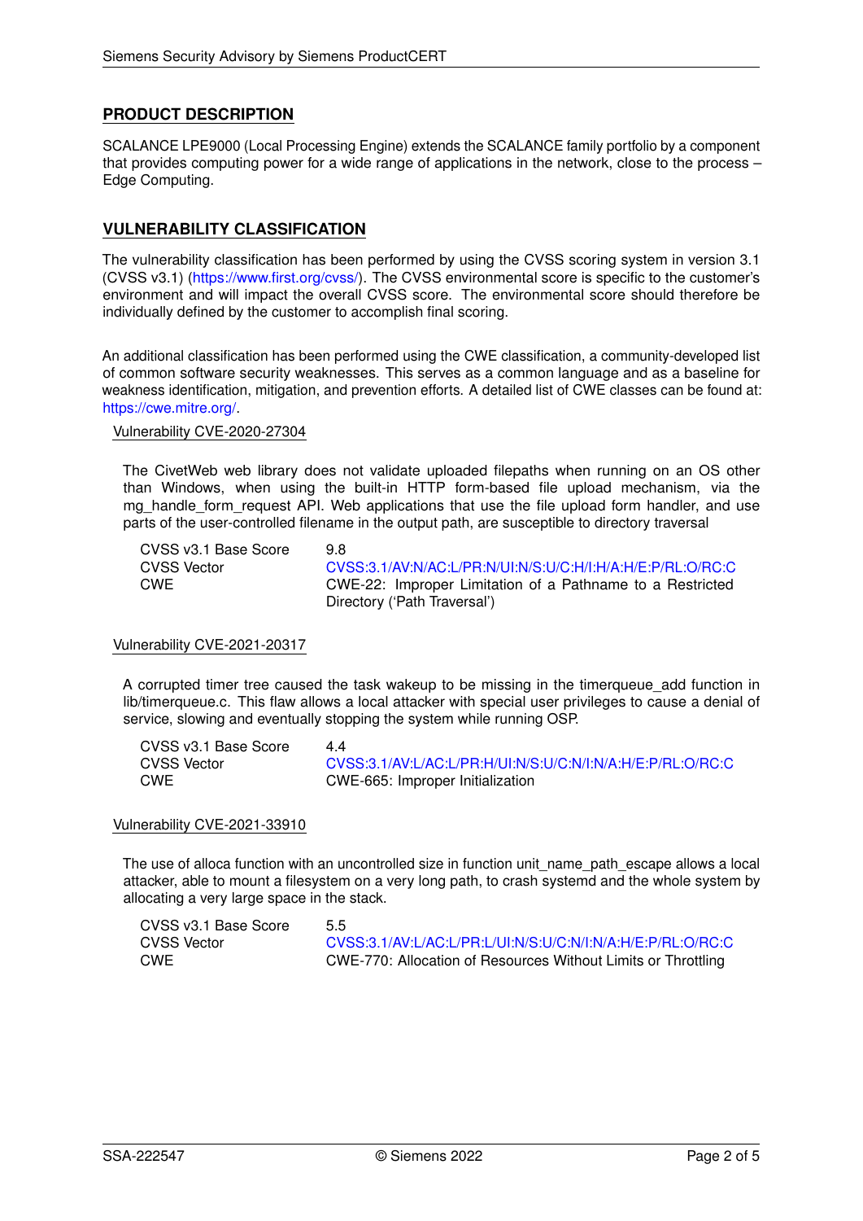## PRODUCT DESCRIPTION

SCALANCE LPE9000 (Local Processing Engine) extends the SCALANCE family portfolio by a component that provides computing power for a wide range of applications in the network, close to the process – Edge Computing.

## VULNERABILITY CLASSIFICATION

The vulnerability classification has been performed by using the CVSS scoring system in version 3.1 (CVSS v3.1) (https://www.first.org/cvss/). The CVSS environmental score is specific to the customer's environment and will impact the overall CVSS score. The environmental score should therefore be individually defined by the customer to accomplish final scoring.

An additional classification has been performed using the CWE classification, a community-developed list of common software security weaknesses. This serves as a common language and as a baseline for weakness identification, mitigation, and prevention efforts. A detailed list of CWE classes can be found at: https://cwe.mitre.org/.

### Vulnerability CVE-2020-27304

The CivetWeb web library does not validate uploaded filepaths when running on an OS other than Windows, when using the built-in HTTP form-based file upload mechanism, via the mg_handle_form_request API. Web applications that use the file upload form handler, and use parts of the user-controlled filename in the output path, are susceptible to directory traversal

| | |
|---|---|
| CVSS v3.1 Base Score | 9.8 |
| CVSS Vector | CVSS:3.1/AV:N/AC:L/PR:N/UI:N/S:U/C:H/I:H/A:H/E:P/RL:O/RC:C |
| CWE | CWE-22: Improper Limitation of a Pathname to a Restricted Directory ('Path Traversal') |

### Vulnerability CVE-2021-20317

A corrupted timer tree caused the task wakeup to be missing in the timerqueue_add function in lib/timerqueue.c. This flaw allows a local attacker with special user privileges to cause a denial of service, slowing and eventually stopping the system while running OSP.

| | |
|---|---|
| CVSS v3.1 Base Score | 4.4 |
| CVSS Vector | CVSS:3.1/AV:L/AC:L/PR:H/UI:N/S:U/C:N/I:N/A:H/E:P/RL:O/RC:C |
| CWE | CWE-665: Improper Initialization |

### Vulnerability CVE-2021-33910

The use of alloca function with an uncontrolled size in function unit_name_path_escape allows a local attacker, able to mount a filesystem on a very long path, to crash systemd and the whole system by allocating a very large space in the stack.

| | |
|---|---|
| CVSS v3.1 Base Score | 5.5 |
| CVSS Vector | CVSS:3.1/AV:L/AC:L/PR:L/UI:N/S:U/C:N/I:N/A:H/E:P/RL:O/RC:C |
| CWE | CWE-770: Allocation of Resources Without Limits or Throttling |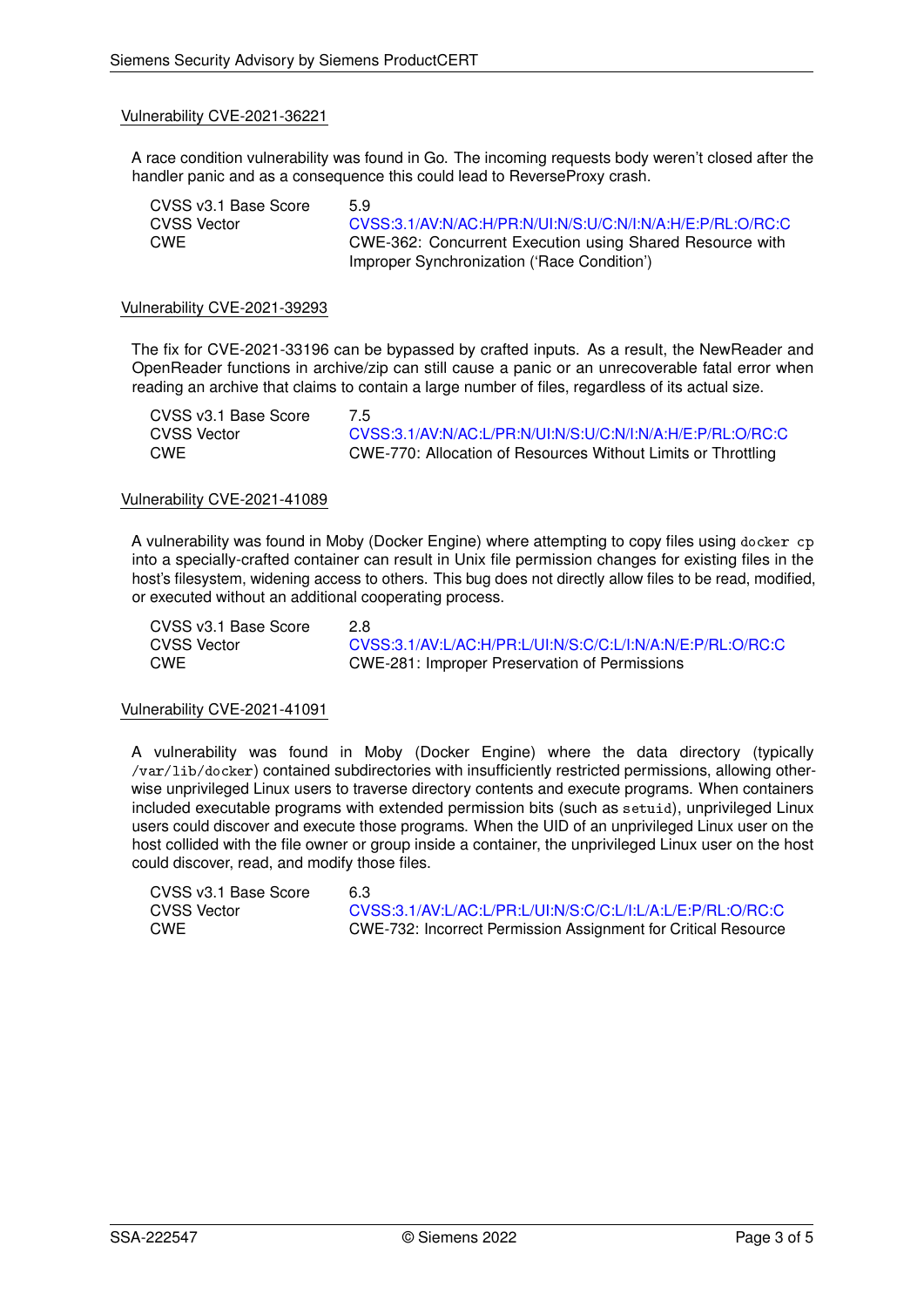### Vulnerability CVE-2021-36221

A race condition vulnerability was found in Go. The incoming requests body weren't closed after the handler panic and as a consequence this could lead to ReverseProxy crash.

| | |
|---|---|
| CVSS v3.1 Base Score | 5.9 |
| CVSS Vector | CVSS:3.1/AV:N/AC:H/PR:N/UI:N/S:U/C:N/I:N/A:H/E:P/RL:O/RC:C |
| CWE | CWE-362: Concurrent Execution using Shared Resource with Improper Synchronization ('Race Condition') |

### Vulnerability CVE-2021-39293

The fix for CVE-2021-33196 can be bypassed by crafted inputs. As a result, the NewReader and OpenReader functions in archive/zip can still cause a panic or an unrecoverable fatal error when reading an archive that claims to contain a large number of files, regardless of its actual size.

| | |
|---|---|
| CVSS v3.1 Base Score | 7.5 |
| CVSS Vector | CVSS:3.1/AV:N/AC:L/PR:N/UI:N/S:U/C:N/I:N/A:H/E:P/RL:O/RC:C |
| CWE | CWE-770: Allocation of Resources Without Limits or Throttling |

### Vulnerability CVE-2021-41089

A vulnerability was found in Moby (Docker Engine) where attempting to copy files using `docker cp` into a specially-crafted container can result in Unix file permission changes for existing files in the host's filesystem, widening access to others. This bug does not directly allow files to be read, modified, or executed without an additional cooperating process.

| | |
|---|---|
| CVSS v3.1 Base Score | 2.8 |
| CVSS Vector | CVSS:3.1/AV:L/AC:H/PR:L/UI:N/S:C/C:L/I:N/A:N/E:P/RL:O/RC:C |
| CWE | CWE-281: Improper Preservation of Permissions |

### Vulnerability CVE-2021-41091

A vulnerability was found in Moby (Docker Engine) where the data directory (typically `/var/lib/docker`) contained subdirectories with insufficiently restricted permissions, allowing otherwise unprivileged Linux users to traverse directory contents and execute programs. When containers included executable programs with extended permission bits (such as `setuid`), unprivileged Linux users could discover and execute those programs. When the UID of an unprivileged Linux user on the host collided with the file owner or group inside a container, the unprivileged Linux user on the host could discover, read, and modify those files.

| | |
|---|---|
| CVSS v3.1 Base Score | 6.3 |
| CVSS Vector | CVSS:3.1/AV:L/AC:L/PR:L/UI:N/S:C/C:L/I:L/A:L/E:P/RL:O/RC:C |
| CWE | CWE-732: Incorrect Permission Assignment for Critical Resource |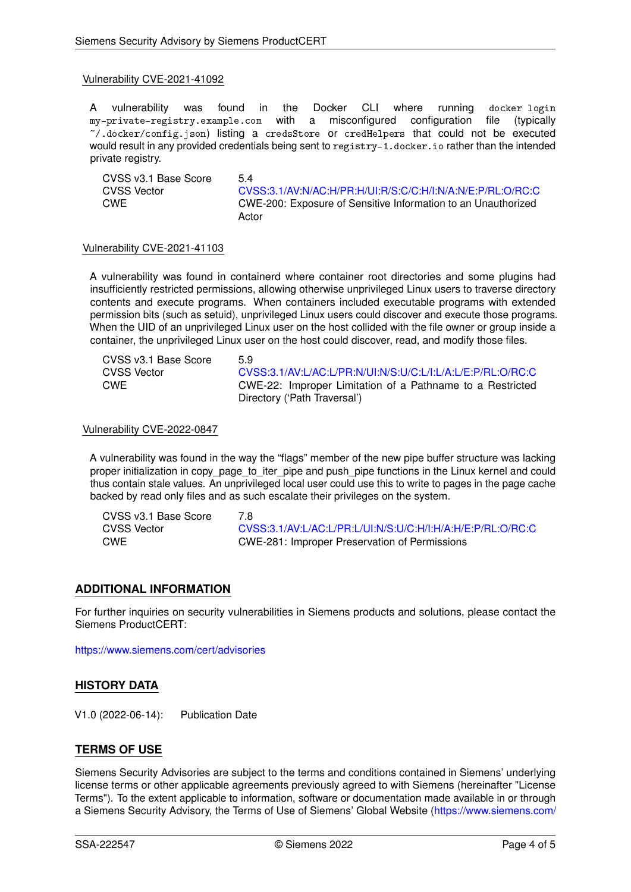### Vulnerability CVE-2021-41092

A vulnerability was found in the Docker CLI where running `docker login my-private-registry.example.com` with a misconfigured configuration file (typically `~/.docker/config.json`) listing a `credsStore` or `credHelpers` that could not be executed would result in any provided credentials being sent to `registry-1.docker.io` rather than the intended private registry.

| | |
|---|---|
| CVSS v3.1 Base Score | 5.4 |
| CVSS Vector | CVSS:3.1/AV:N/AC:H/PR:H/UI:R/S:C/C:H/I:N/A:N/E:P/RL:O/RC:C |
| CWE | CWE-200: Exposure of Sensitive Information to an Unauthorized Actor |

### Vulnerability CVE-2021-41103

A vulnerability was found in containerd where container root directories and some plugins had insufficiently restricted permissions, allowing otherwise unprivileged Linux users to traverse directory contents and execute programs. When containers included executable programs with extended permission bits (such as setuid), unprivileged Linux users could discover and execute those programs. When the UID of an unprivileged Linux user on the host collided with the file owner or group inside a container, the unprivileged Linux user on the host could discover, read, and modify those files.

| | |
|---|---|
| CVSS v3.1 Base Score | 5.9 |
| CVSS Vector | CVSS:3.1/AV:L/AC:L/PR:N/UI:N/S:U/C:L/I:L/A:L/E:P/RL:O/RC:C |
| CWE | CWE-22: Improper Limitation of a Pathname to a Restricted Directory ('Path Traversal') |

### Vulnerability CVE-2022-0847

A vulnerability was found in the way the "flags" member of the new pipe buffer structure was lacking proper initialization in copy_page_to_iter_pipe and push_pipe functions in the Linux kernel and could thus contain stale values. An unprivileged local user could use this to write to pages in the page cache backed by read only files and as such escalate their privileges on the system.

| | |
|---|---|
| CVSS v3.1 Base Score | 7.8 |
| CVSS Vector | CVSS:3.1/AV:L/AC:L/PR:L/UI:N/S:U/C:H/I:H/A:H/E:P/RL:O/RC:C |
| CWE | CWE-281: Improper Preservation of Permissions |

## ADDITIONAL INFORMATION

For further inquiries on security vulnerabilities in Siemens products and solutions, please contact the Siemens ProductCERT:

https://www.siemens.com/cert/advisories

## HISTORY DATA

V1.0 (2022-06-14): Publication Date

## TERMS OF USE

Siemens Security Advisories are subject to the terms and conditions contained in Siemens' underlying license terms or other applicable agreements previously agreed to with Siemens (hereinafter "License Terms"). To the extent applicable to information, software or documentation made available in or through a Siemens Security Advisory, the Terms of Use of Siemens' Global Website (https://www.siemens.com/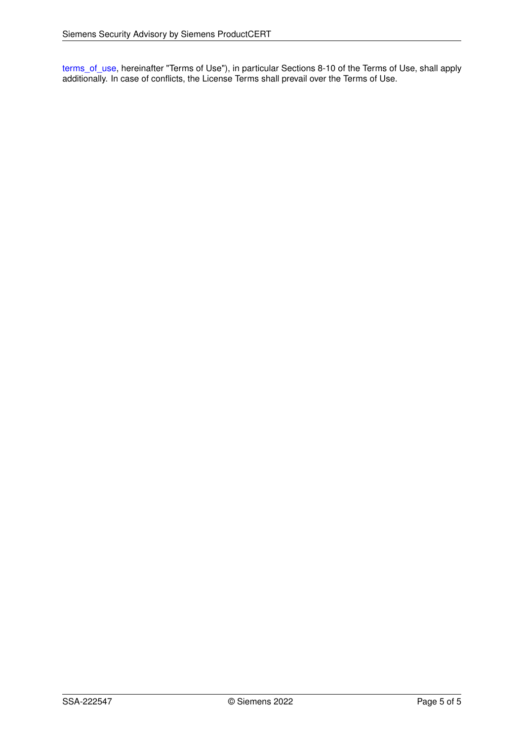terms_of_use, hereinafter "Terms of Use"), in particular Sections 8-10 of the Terms of Use, shall apply additionally. In case of conflicts, the License Terms shall prevail over the Terms of Use.